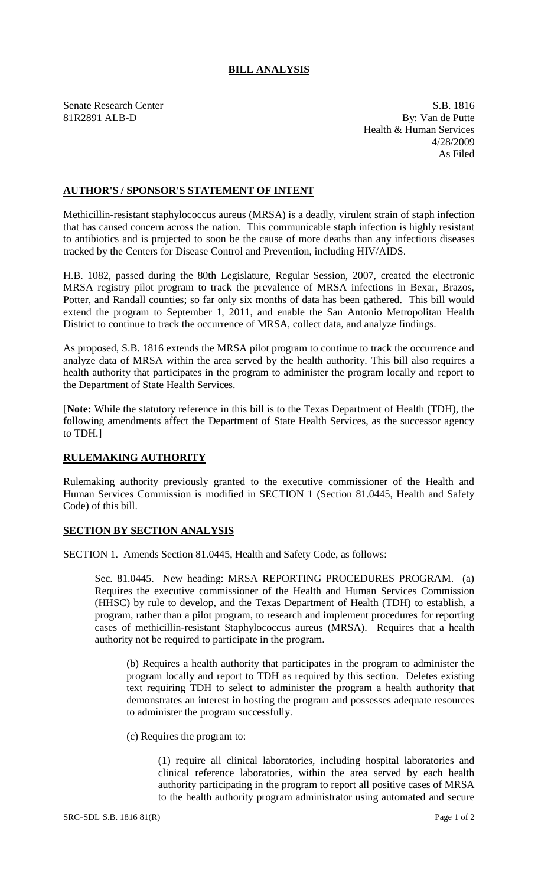## BILL ANALYSIS

Senate Research Center
81R2891 ALB-D

S.B. 1816
By: Van de Putte
Health & Human Services
4/28/2009
As Filed

### AUTHOR'S / SPONSOR'S STATEMENT OF INTENT

Methicillin-resistant staphylococcus aureus (MRSA) is a deadly, virulent strain of staph infection that has caused concern across the nation. This communicable staph infection is highly resistant to antibiotics and is projected to soon be the cause of more deaths than any infectious diseases tracked by the Centers for Disease Control and Prevention, including HIV/AIDS.

H.B. 1082, passed during the 80th Legislature, Regular Session, 2007, created the electronic MRSA registry pilot program to track the prevalence of MRSA infections in Bexar, Brazos, Potter, and Randall counties; so far only six months of data has been gathered. This bill would extend the program to September 1, 2011, and enable the San Antonio Metropolitan Health District to continue to track the occurrence of MRSA, collect data, and analyze findings.

As proposed, S.B. 1816 extends the MRSA pilot program to continue to track the occurrence and analyze data of MRSA within the area served by the health authority. This bill also requires a health authority that participates in the program to administer the program locally and report to the Department of State Health Services.

[**Note:** While the statutory reference in this bill is to the Texas Department of Health (TDH), the following amendments affect the Department of State Health Services, as the successor agency to TDH.]

### RULEMAKING AUTHORITY

Rulemaking authority previously granted to the executive commissioner of the Health and Human Services Commission is modified in SECTION 1 (Section 81.0445, Health and Safety Code) of this bill.

### SECTION BY SECTION ANALYSIS

SECTION 1. Amends Section 81.0445, Health and Safety Code, as follows:

Sec. 81.0445. New heading: MRSA REPORTING PROCEDURES PROGRAM. (a) Requires the executive commissioner of the Health and Human Services Commission (HHSC) by rule to develop, and the Texas Department of Health (TDH) to establish, a program, rather than a pilot program, to research and implement procedures for reporting cases of methicillin-resistant Staphylococcus aureus (MRSA). Requires that a health authority not be required to participate in the program.

(b) Requires a health authority that participates in the program to administer the program locally and report to TDH as required by this section. Deletes existing text requiring TDH to select to administer the program a health authority that demonstrates an interest in hosting the program and possesses adequate resources to administer the program successfully.

(c) Requires the program to:

(1) require all clinical laboratories, including hospital laboratories and clinical reference laboratories, within the area served by each health authority participating in the program to report all positive cases of MRSA to the health authority program administrator using automated and secure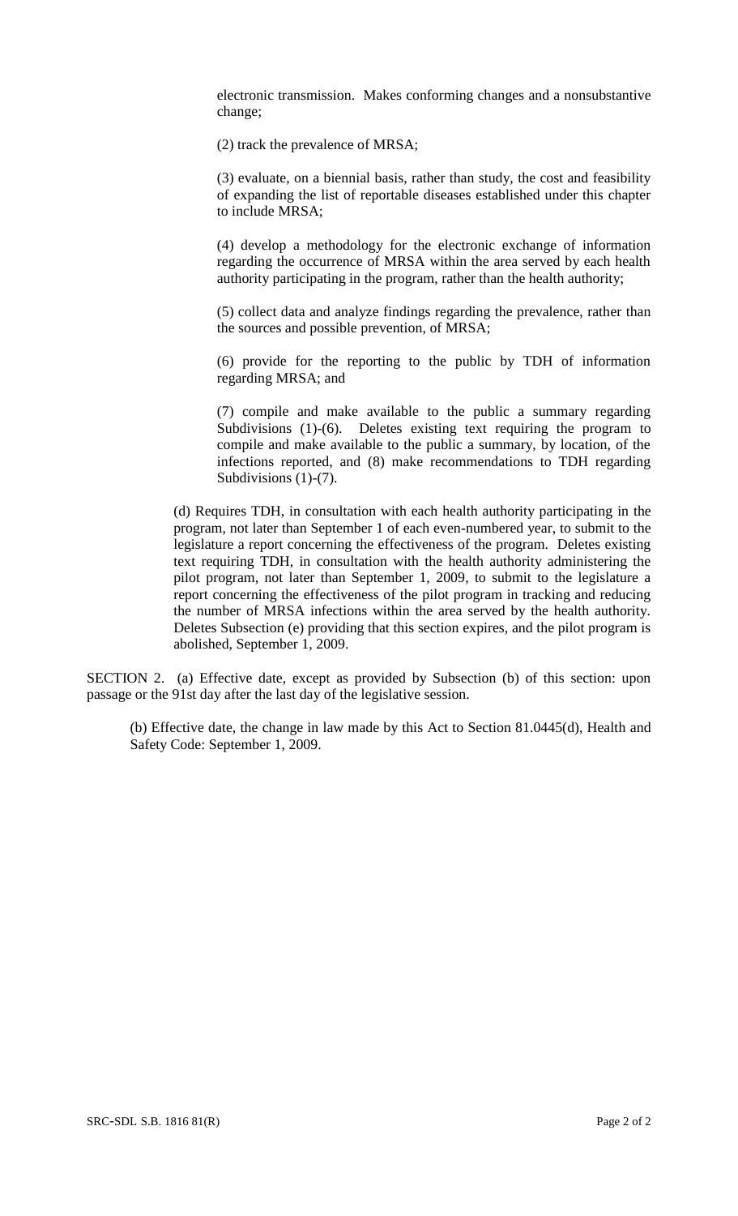electronic transmission. Makes conforming changes and a nonsubstantive change;

(2) track the prevalence of MRSA;

(3) evaluate, on a biennial basis, rather than study, the cost and feasibility of expanding the list of reportable diseases established under this chapter to include MRSA;

(4) develop a methodology for the electronic exchange of information regarding the occurrence of MRSA within the area served by each health authority participating in the program, rather than the health authority;

(5) collect data and analyze findings regarding the prevalence, rather than the sources and possible prevention, of MRSA;

(6) provide for the reporting to the public by TDH of information regarding MRSA; and

(7) compile and make available to the public a summary regarding Subdivisions (1)-(6). Deletes existing text requiring the program to compile and make available to the public a summary, by location, of the infections reported, and (8) make recommendations to TDH regarding Subdivisions (1)-(7).

(d) Requires TDH, in consultation with each health authority participating in the program, not later than September 1 of each even-numbered year, to submit to the legislature a report concerning the effectiveness of the program. Deletes existing text requiring TDH, in consultation with the health authority administering the pilot program, not later than September 1, 2009, to submit to the legislature a report concerning the effectiveness of the pilot program in tracking and reducing the number of MRSA infections within the area served by the health authority. Deletes Subsection (e) providing that this section expires, and the pilot program is abolished, September 1, 2009.

SECTION 2. (a) Effective date, except as provided by Subsection (b) of this section: upon passage or the 91st day after the last day of the legislative session.

(b) Effective date, the change in law made by this Act to Section 81.0445(d), Health and Safety Code: September 1, 2009.